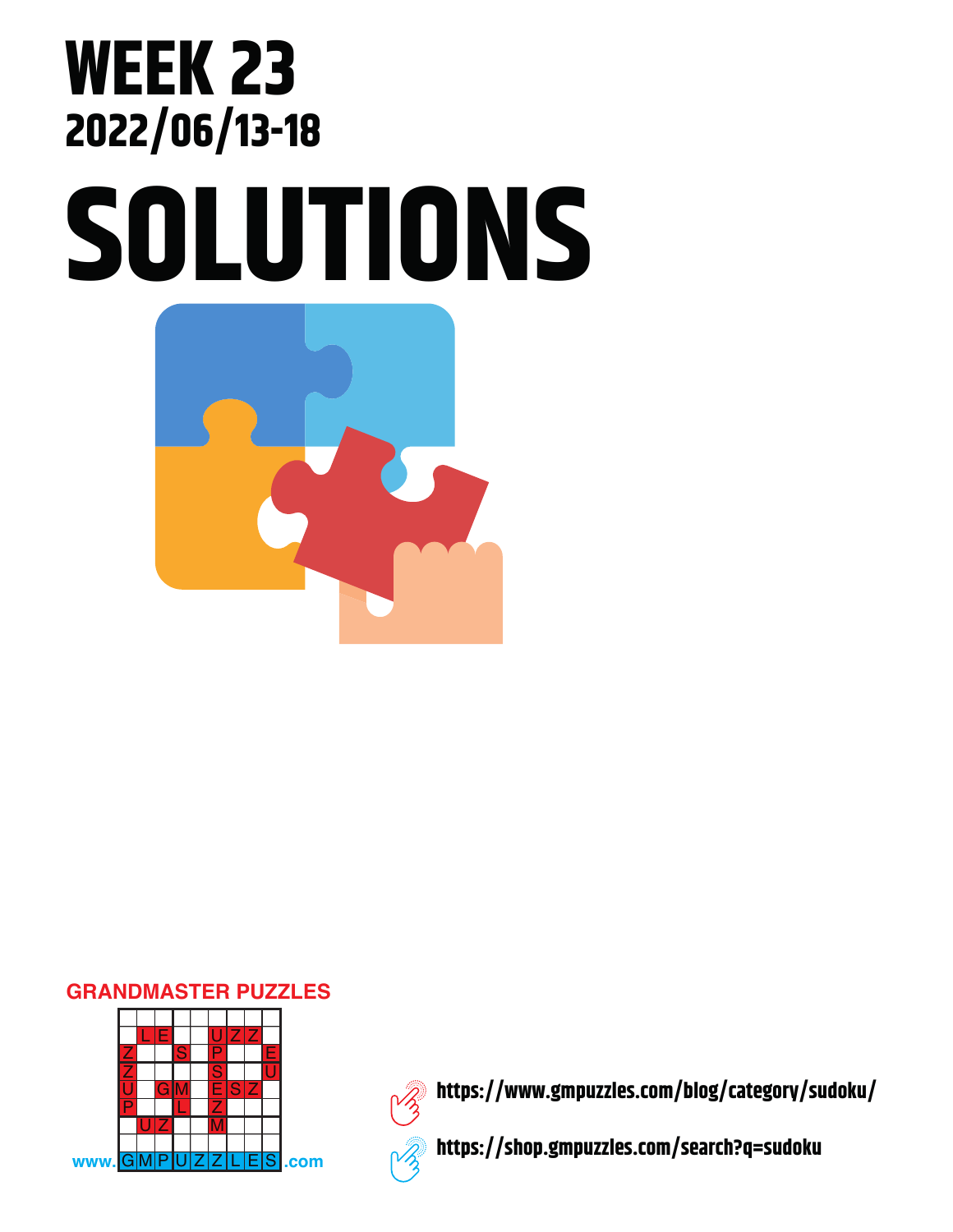# WEEK 23

## 2022/06/13-18

# SOLUTIONS

GRANDMASTER PUZZLES

www.GMPUZZLES.com

https://www.gmpuzzles.com/blog/category/sudoku/

https://shop.gmpuzzles.com/search?q=sudoku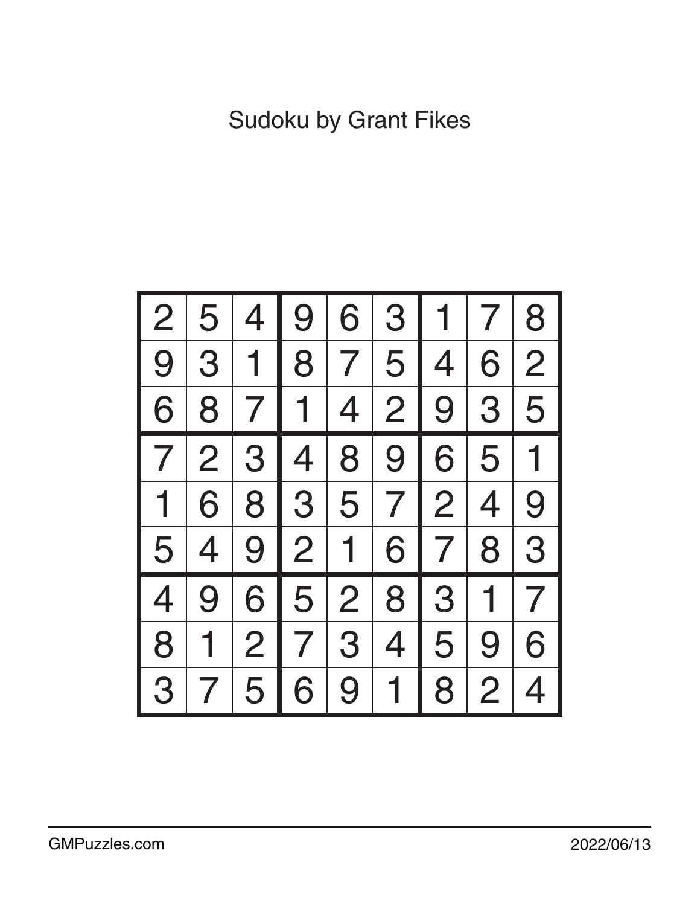Sudoku by Grant Fikes

| | | | | | | | | |
|---|---|---|---|---|---|---|---|---|
| 2 | 5 | 4 | 9 | 6 | 3 | 1 | 7 | 8 |
| 9 | 3 | 1 | 8 | 7 | 5 | 4 | 6 | 2 |
| 6 | 8 | 7 | 1 | 4 | 2 | 9 | 3 | 5 |
| 7 | 2 | 3 | 4 | 8 | 9 | 6 | 5 | 1 |
| 1 | 6 | 8 | 3 | 5 | 7 | 2 | 4 | 9 |
| 5 | 4 | 9 | 2 | 1 | 6 | 7 | 8 | 3 |
| 4 | 9 | 6 | 5 | 2 | 8 | 3 | 1 | 7 |
| 8 | 1 | 2 | 7 | 3 | 4 | 5 | 9 | 6 |
| 3 | 7 | 5 | 6 | 9 | 1 | 8 | 2 | 4 |

GMPuzzles.com 2022/06/13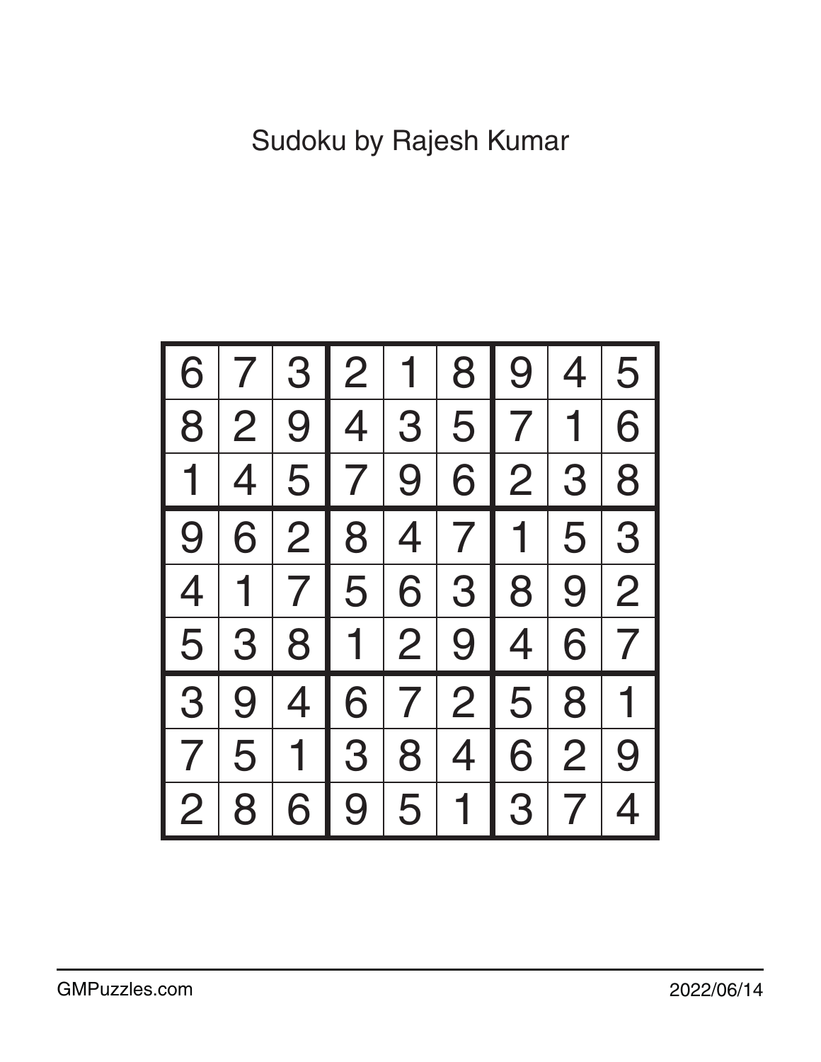Sudoku by Rajesh Kumar

| | | | | | | | | |
|---|---|---|---|---|---|---|---|---|
| 6 | 7 | 3 | 2 | 1 | 8 | 9 | 4 | 5 |
| 8 | 2 | 9 | 4 | 3 | 5 | 7 | 1 | 6 |
| 1 | 4 | 5 | 7 | 9 | 6 | 2 | 3 | 8 |
| 9 | 6 | 2 | 8 | 4 | 7 | 1 | 5 | 3 |
| 4 | 1 | 7 | 5 | 6 | 3 | 8 | 9 | 2 |
| 5 | 3 | 8 | 1 | 2 | 9 | 4 | 6 | 7 |
| 3 | 9 | 4 | 6 | 7 | 2 | 5 | 8 | 1 |
| 7 | 5 | 1 | 3 | 8 | 4 | 6 | 2 | 9 |
| 2 | 8 | 6 | 9 | 5 | 1 | 3 | 7 | 4 |

GMPuzzles.com

2022/06/14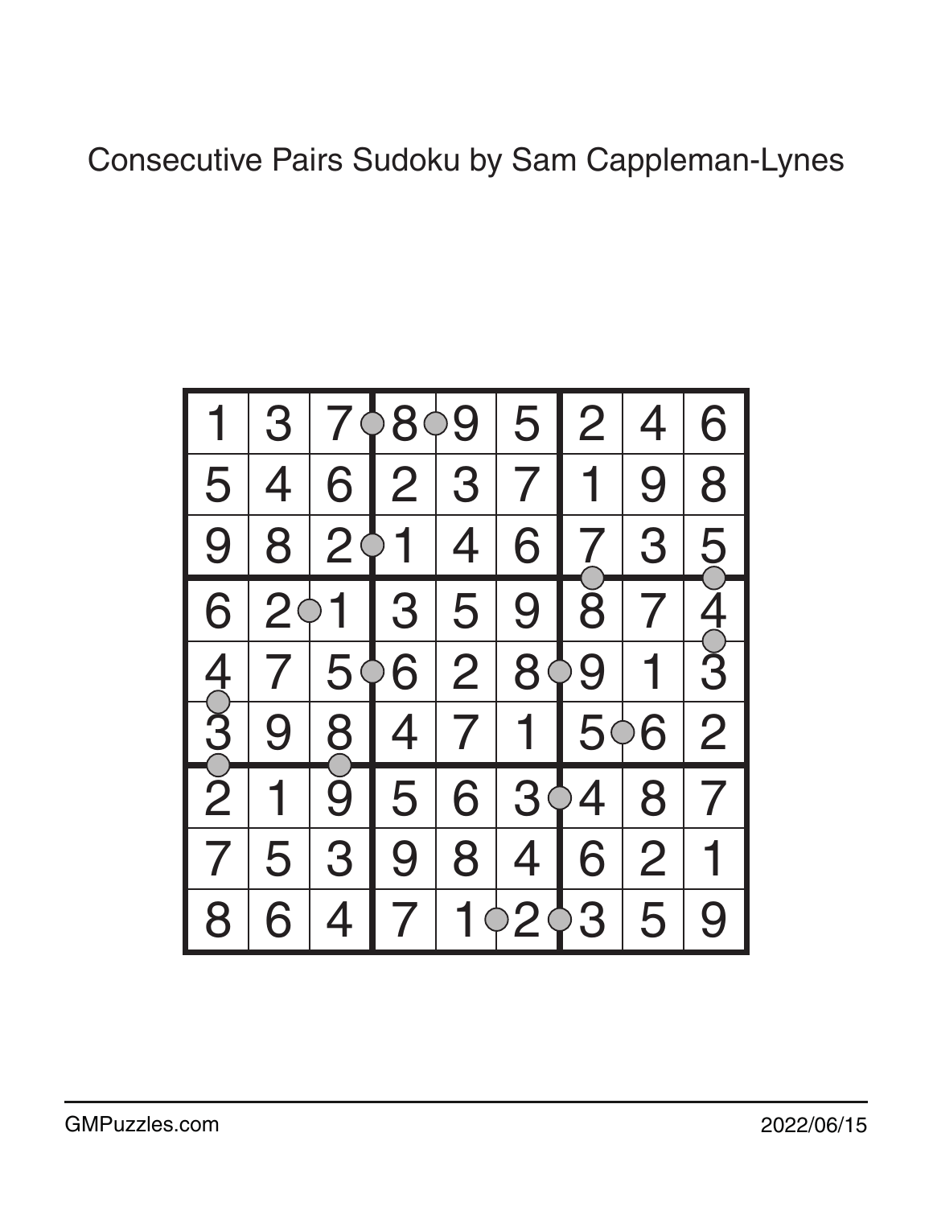Consecutive Pairs Sudoku by Sam Cappleman-Lynes

| | | | | | | | | |
|---|---|---|---|---|---|---|---|---|
| 1 | 3 | 7 | 8 | 9 | 5 | 2 | 4 | 6 |
| 5 | 4 | 6 | 2 | 3 | 7 | 1 | 9 | 8 |
| 9 | 8 | 2 | 1 | 4 | 6 | 7 | 3 | 5 |
| 6 | 2 | 1 | 3 | 5 | 9 | 8 | 7 | 4 |
| 4 | 7 | 5 | 6 | 2 | 8 | 9 | 1 | 3 |
| 3 | 9 | 8 | 4 | 7 | 1 | 5 | 6 | 2 |
| 2 | 1 | 9 | 5 | 6 | 3 | 4 | 8 | 7 |
| 7 | 5 | 3 | 9 | 8 | 4 | 6 | 2 | 1 |
| 8 | 6 | 4 | 7 | 1 | 2 | 3 | 5 | 9 |

GMPuzzles.com

2022/06/15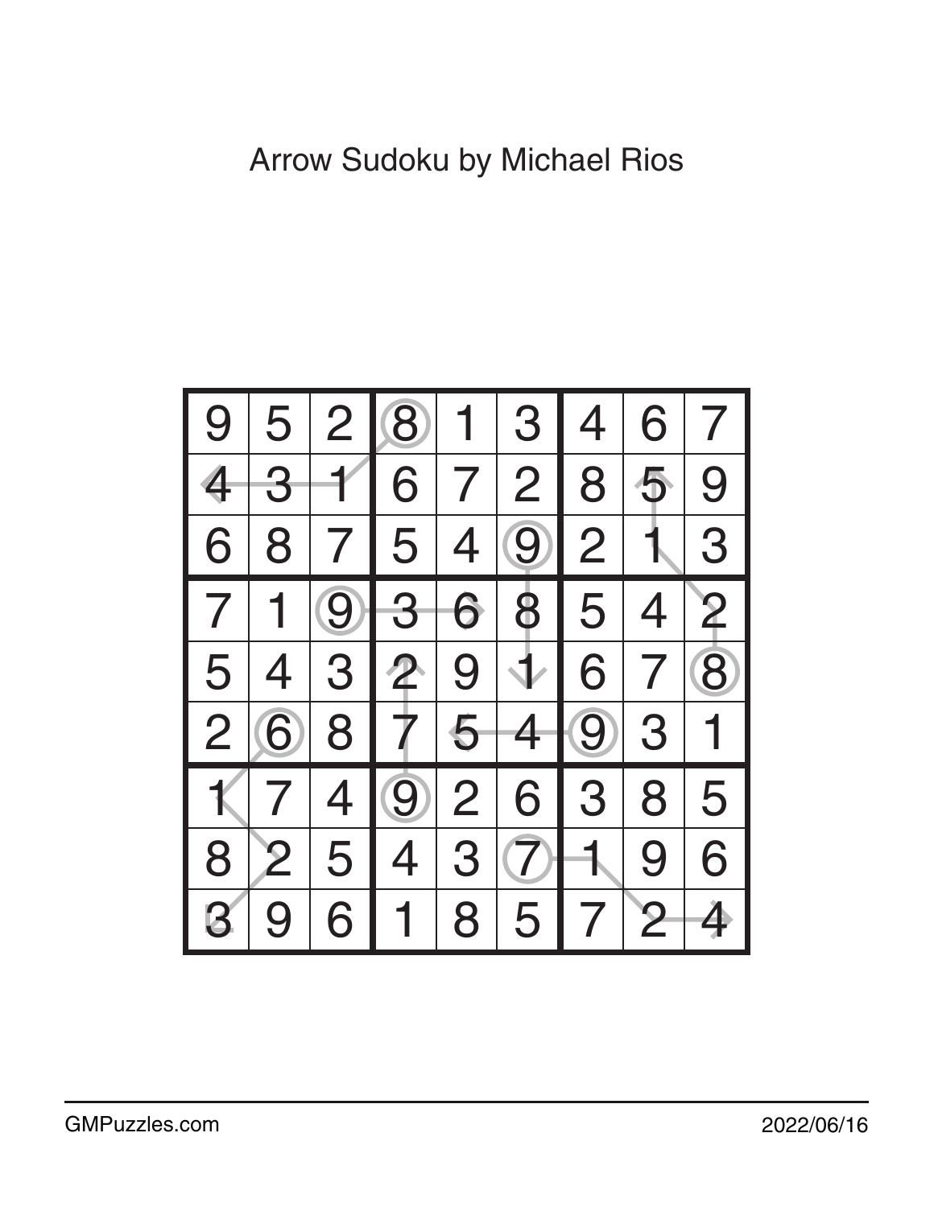Arrow Sudoku by Michael Rios

| | | | | | | | | |
|---|---|---|---|---|---|---|---|---|
| 9 | 5 | 2 | 8 | 1 | 3 | 4 | 6 | 7 |
| 4 | 3 | 1 | 6 | 7 | 2 | 8 | 5 | 9 |
| 6 | 8 | 7 | 5 | 4 | 9 | 2 | 1 | 3 |
| 7 | 1 | 9 | 3 | 6 | 8 | 5 | 4 | 2 |
| 5 | 4 | 3 | 2 | 9 | 1 | 6 | 7 | 8 |
| 2 | 6 | 8 | 7 | 5 | 4 | 9 | 3 | 1 |
| 1 | 7 | 4 | 9 | 2 | 6 | 3 | 8 | 5 |
| 8 | 2 | 5 | 4 | 3 | 7 | 1 | 9 | 6 |
| 3 | 9 | 6 | 1 | 8 | 5 | 7 | 2 | 4 |

GMPuzzles.com

2022/06/16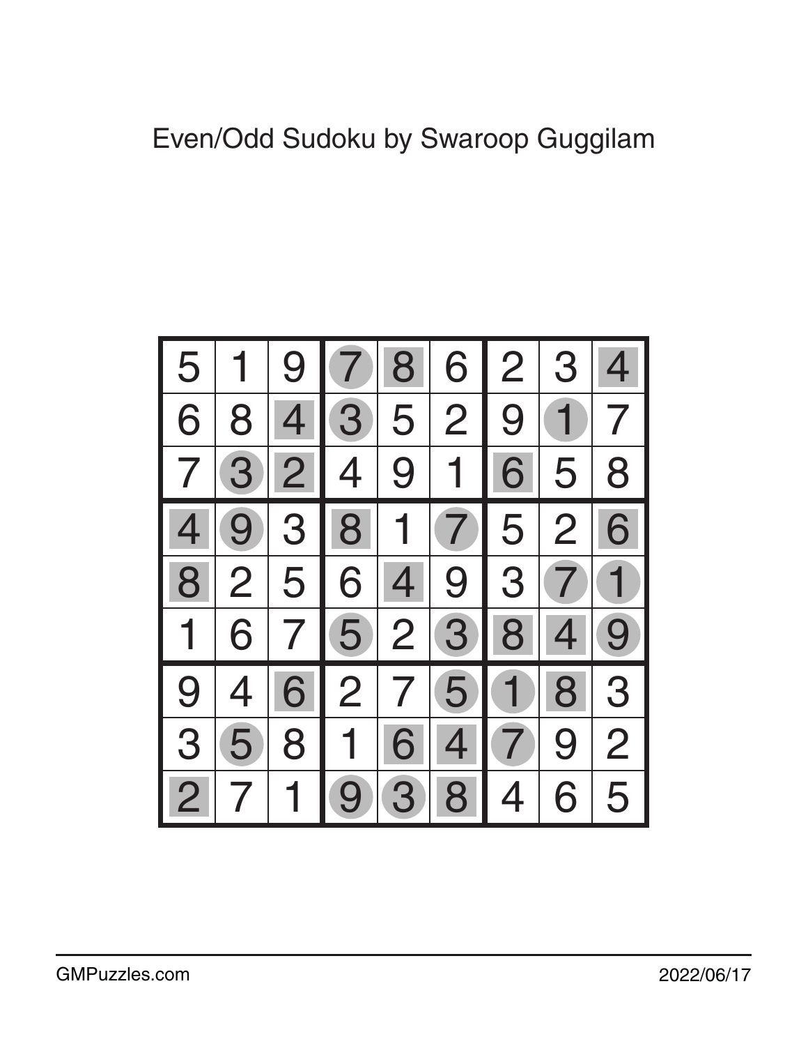# Even/Odd Sudoku by Swaroop Guggilam

| | | | | | | | | |
|---|---|---|---|---|---|---|---|---|
| 5 | 1 | 9 | 7 | 8 | 6 | 2 | 3 | 4 |
| 6 | 8 | 4 | 3 | 5 | 2 | 9 | 1 | 7 |
| 7 | 3 | 2 | 4 | 9 | 1 | 6 | 5 | 8 |
| 4 | 9 | 3 | 8 | 1 | 7 | 5 | 2 | 6 |
| 8 | 2 | 5 | 6 | 4 | 9 | 3 | 7 | 1 |
| 1 | 6 | 7 | 5 | 2 | 3 | 8 | 4 | 9 |
| 9 | 4 | 6 | 2 | 7 | 5 | 1 | 8 | 3 |
| 3 | 5 | 8 | 1 | 6 | 4 | 7 | 9 | 2 |
| 2 | 7 | 1 | 9 | 3 | 8 | 4 | 6 | 5 |

GMPuzzles.com

2022/06/17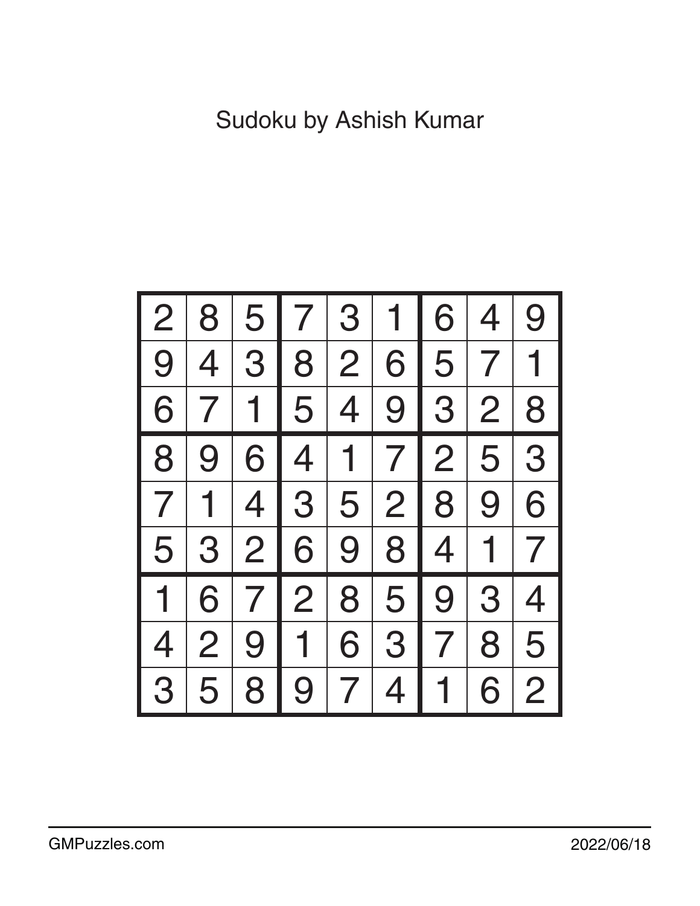Sudoku by Ashish Kumar

| | | | | | | | | |
|---|---|---|---|---|---|---|---|---|
| 2 | 8 | 5 | 7 | 3 | 1 | 6 | 4 | 9 |
| 9 | 4 | 3 | 8 | 2 | 6 | 5 | 7 | 1 |
| 6 | 7 | 1 | 5 | 4 | 9 | 3 | 2 | 8 |
| 8 | 9 | 6 | 4 | 1 | 7 | 2 | 5 | 3 |
| 7 | 1 | 4 | 3 | 5 | 2 | 8 | 9 | 6 |
| 5 | 3 | 2 | 6 | 9 | 8 | 4 | 1 | 7 |
| 1 | 6 | 7 | 2 | 8 | 5 | 9 | 3 | 4 |
| 4 | 2 | 9 | 1 | 6 | 3 | 7 | 8 | 5 |
| 3 | 5 | 8 | 9 | 7 | 4 | 1 | 6 | 2 |

GMPuzzles.com

2022/06/18